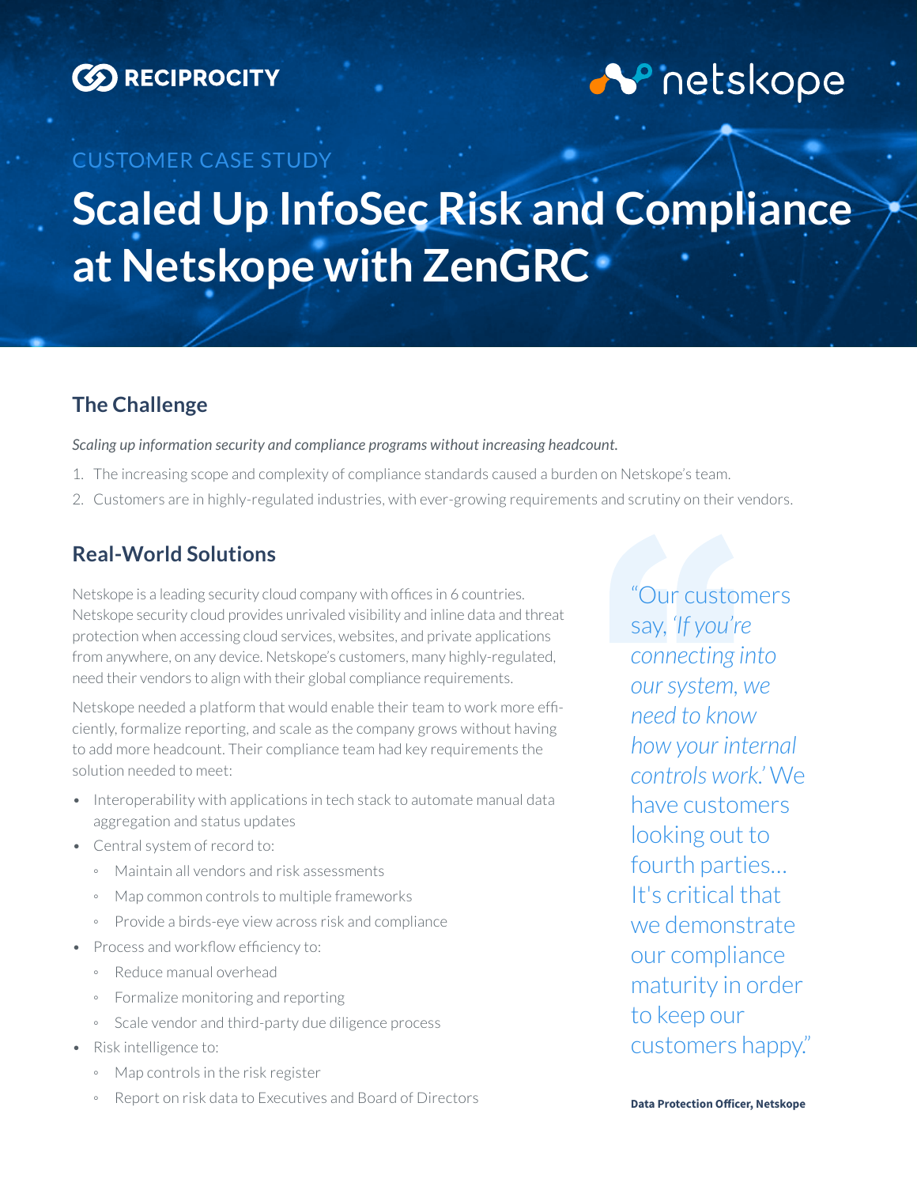RECIPROCITY

netskope

CUSTOMER CASE STUDY

# Scaled Up InfoSec Risk and Compliance at Netskope with ZenGRC

## The Challenge

*Scaling up information security and compliance programs without increasing headcount.*

1. The increasing scope and complexity of compliance standards caused a burden on Netskope's team.
2. Customers are in highly-regulated industries, with ever-growing requirements and scrutiny on their vendors.

## Real-World Solutions

Netskope is a leading security cloud company with offices in 6 countries. Netskope security cloud provides unrivaled visibility and inline data and threat protection when accessing cloud services, websites, and private applications from anywhere, on any device. Netskope's customers, many highly-regulated, need their vendors to align with their global compliance requirements.

Netskope needed a platform that would enable their team to work more efficiently, formalize reporting, and scale as the company grows without having to add more headcount. Their compliance team had key requirements the solution needed to meet:

- Interoperability with applications in tech stack to automate manual data aggregation and status updates
- Central system of record to:
  - Maintain all vendors and risk assessments
  - Map common controls to multiple frameworks
  - Provide a birds-eye view across risk and compliance
- Process and workflow efficiency to:
  - Reduce manual overhead
  - Formalize monitoring and reporting
  - Scale vendor and third-party due diligence process
- Risk intelligence to:
  - Map controls in the risk register
  - Report on risk data to Executives and Board of Directors

> "Our customers say, *'If you're connecting into our system, we need to know how your internal controls work.'* We have customers looking out to fourth parties... It's critical that we demonstrate our compliance maturity in order to keep our customers happy."
>
> **Data Protection Officer, Netskope**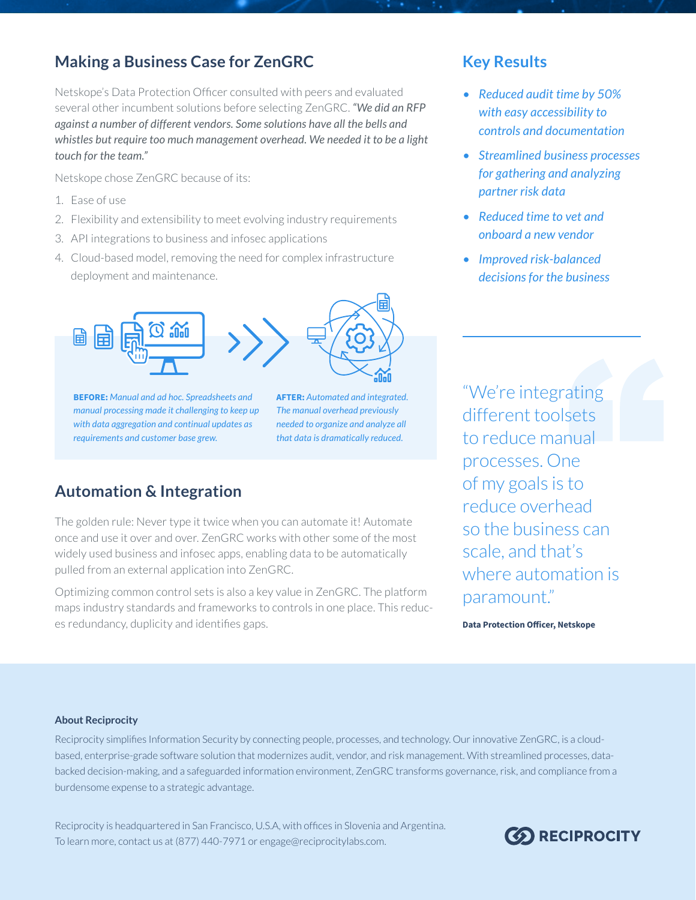## Making a Business Case for ZenGRC

Netskope's Data Protection Officer consulted with peers and evaluated several other incumbent solutions before selecting ZenGRC. *"We did an RFP against a number of different vendors. Some solutions have all the bells and whistles but require too much management overhead. We needed it to be a light touch for the team."*

Netskope chose ZenGRC because of its:

1. Ease of use
2. Flexibility and extensibility to meet evolving industry requirements
3. API integrations to business and infosec applications
4. Cloud-based model, removing the need for complex infrastructure deployment and maintenance.

**BEFORE:** *Manual and ad hoc. Spreadsheets and manual processing made it challenging to keep up with data aggregation and continual updates as requirements and customer base grew.*

**AFTER:** *Automated and integrated. The manual overhead previously needed to organize and analyze all that data is dramatically reduced.*

## Automation & Integration

The golden rule: Never type it twice when you can automate it! Automate once and use it over and over. ZenGRC works with other some of the most widely used business and infosec apps, enabling data to be automatically pulled from an external application into ZenGRC.

Optimizing common control sets is also a key value in ZenGRC. The platform maps industry standards and frameworks to controls in one place. This reduces redundancy, duplicity and identifies gaps.

## Key Results

- *Reduced audit time by 50% with easy accessibility to controls and documentation*
- *Streamlined business processes for gathering and analyzing partner risk data*
- *Reduced time to vet and onboard a new vendor*
- *Improved risk-balanced decisions for the business*

"We're integrating different toolsets to reduce manual processes. One of my goals is to reduce overhead so the business can scale, and that's where automation is paramount."

**Data Protection Officer, Netskope**

**About Reciprocity**

Reciprocity simplifies Information Security by connecting people, processes, and technology. Our innovative ZenGRC, is a cloud-based, enterprise-grade software solution that modernizes audit, vendor, and risk management. With streamlined processes, data-backed decision-making, and a safeguarded information environment, ZenGRC transforms governance, risk, and compliance from a burdensome expense to a strategic advantage.

Reciprocity is headquartered in San Francisco, U.S.A, with offices in Slovenia and Argentina. To learn more, contact us at (877) 440-7971 or engage@reciprocitylabs.com.

RECIPROCITY